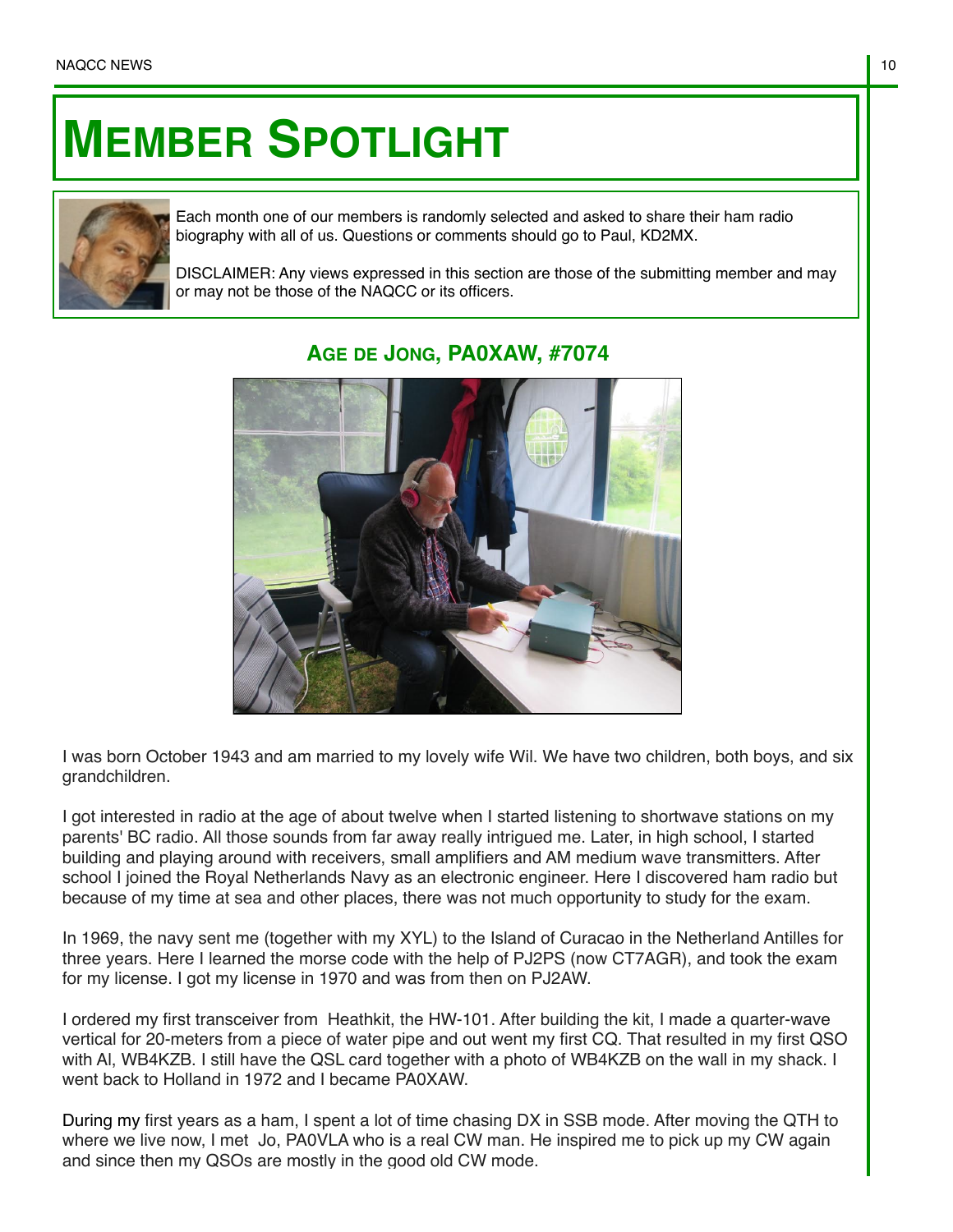# Member Spotlight

Each month one of our members is randomly selected and asked to share their ham radio biography with all of us. Questions or comments should go to Paul, KD2MX.

DISCLAIMER: Any views expressed in this section are those of the submitting member and may or may not be those of the NAQCC or its officers.

## Age de Jong, PA0XAW, #7074

I was born October 1943 and am married to my lovely wife Wil. We have two children, both boys, and six grandchildren.

I got interested in radio at the age of about twelve when I started listening to shortwave stations on my parents' BC radio. All those sounds from far away really intrigued me. Later, in high school, I started building and playing around with receivers, small amplifiers and AM medium wave transmitters. After school I joined the Royal Netherlands Navy as an electronic engineer. Here I discovered ham radio but because of my time at sea and other places, there was not much opportunity to study for the exam.

In 1969, the navy sent me (together with my XYL) to the Island of Curacao in the Netherland Antilles for three years. Here I learned the morse code with the help of PJ2PS (now CT7AGR), and took the exam for my license. I got my license in 1970 and was from then on PJ2AW.

I ordered my first transceiver from Heathkit, the HW-101. After building the kit, I made a quarter-wave vertical for 20-meters from a piece of water pipe and out went my first CQ. That resulted in my first QSO with Al, WB4KZB. I still have the QSL card together with a photo of WB4KZB on the wall in my shack. I went back to Holland in 1972 and I became PA0XAW.

During my first years as a ham, I spent a lot of time chasing DX in SSB mode. After moving the QTH to where we live now, I met Jo, PA0VLA who is a real CW man. He inspired me to pick up my CW again and since then my QSOs are mostly in the good old CW mode.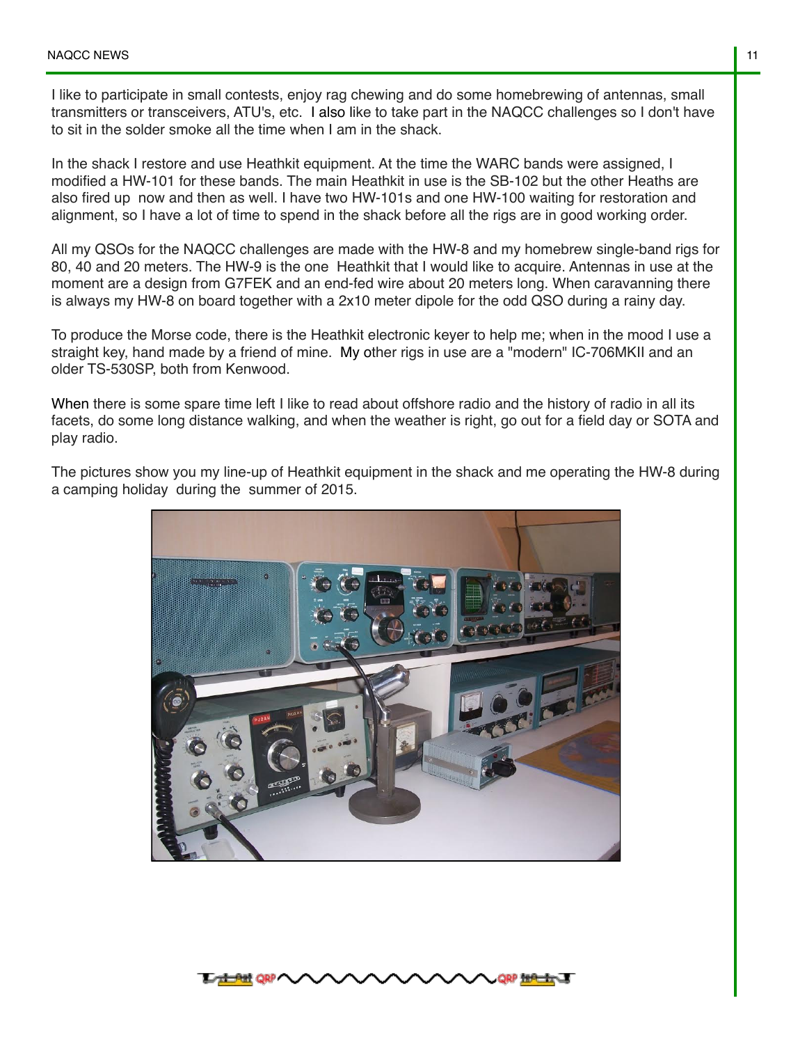I like to participate in small contests, enjoy rag chewing and do some homebrewing of antennas, small transmitters or transceivers, ATU's, etc. I also like to take part in the NAQCC challenges so I don't have to sit in the solder smoke all the time when I am in the shack.

In the shack I restore and use Heathkit equipment. At the time the WARC bands were assigned, I modified a HW-101 for these bands. The main Heathkit in use is the SB-102 but the other Heaths are also fired up now and then as well. I have two HW-101s and one HW-100 waiting for restoration and alignment, so I have a lot of time to spend in the shack before all the rigs are in good working order.

All my QSOs for the NAQCC challenges are made with the HW-8 and my homebrew single-band rigs for 80, 40 and 20 meters. The HW-9 is the one Heathkit that I would like to acquire. Antennas in use at the moment are a design from G7FEK and an end-fed wire about 20 meters long. When caravanning there is always my HW-8 on board together with a 2x10 meter dipole for the odd QSO during a rainy day.

To produce the Morse code, there is the Heathkit electronic keyer to help me; when in the mood I use a straight key, hand made by a friend of mine. My other rigs in use are a "modern" IC-706MKII and an older TS-530SP, both from Kenwood.

When there is some spare time left I like to read about offshore radio and the history of radio in all its facets, do some long distance walking, and when the weather is right, go out for a field day or SOTA and play radio.

The pictures show you my line-up of Heathkit equipment in the shack and me operating the HW-8 during a camping holiday during the summer of 2015.